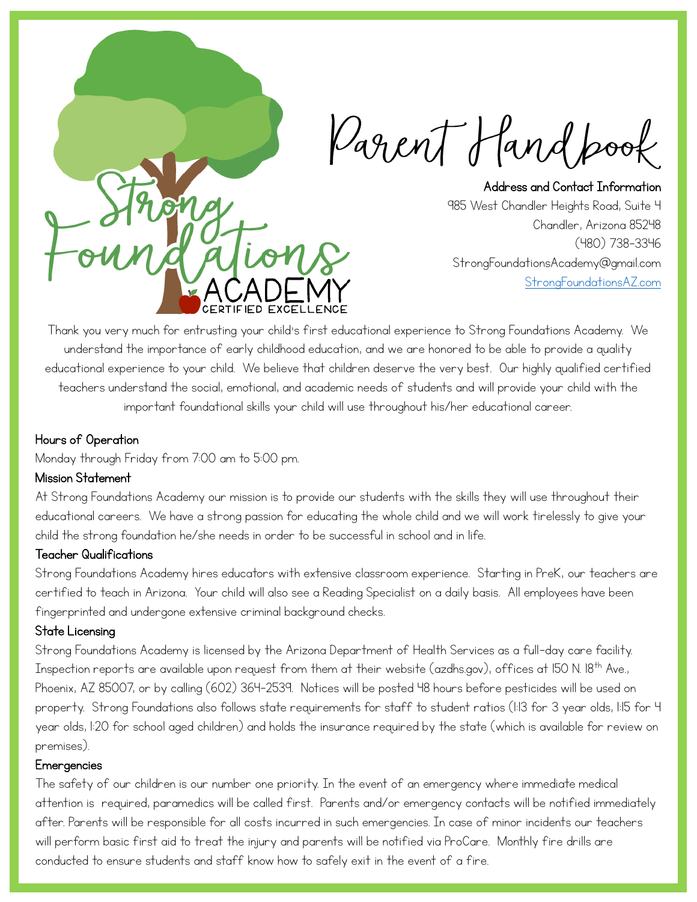# Strong Foundations Academy

CERTIFIED EXCELLENCE

# Parent Handbook

**Address and Contact Information**

985 West Chandler Heights Road, Suite 4
Chandler, Arizona 85248
(480) 738-3346
StrongFoundationsAcademy@gmail.com
StrongFoundationsAZ.com

Thank you very much for entrusting your child's first educational experience to Strong Foundations Academy. We understand the importance of early childhood education, and we are honored to be able to provide a quality educational experience to your child. We believe that children deserve the very best. Our highly qualified certified teachers understand the social, emotional, and academic needs of students and will provide your child with the important foundational skills your child will use throughout his/her educational career.

## Hours of Operation

Monday through Friday from 7:00 am to 5:00 pm.

## Mission Statement

At Strong Foundations Academy our mission is to provide our students with the skills they will use throughout their educational careers. We have a strong passion for educating the whole child and we will work tirelessly to give your child the strong foundation he/she needs in order to be successful in school and in life.

## Teacher Qualifications

Strong Foundations Academy hires educators with extensive classroom experience. Starting in PreK, our teachers are certified to teach in Arizona. Your child will also see a Reading Specialist on a daily basis. All employees have been fingerprinted and undergone extensive criminal background checks.

## State Licensing

Strong Foundations Academy is licensed by the Arizona Department of Health Services as a full-day care facility. Inspection reports are available upon request from them at their website (azdhs.gov), offices at 150 N. 18th Ave., Phoenix, AZ 85007, or by calling (602) 364-2539. Notices will be posted 48 hours before pesticides will be used on property. Strong Foundations also follows state requirements for staff to student ratios (1:13 for 3 year olds, 1:15 for 4 year olds, 1:20 for school aged children) and holds the insurance required by the state (which is available for review on premises).

## Emergencies

The safety of our children is our number one priority. In the event of an emergency where immediate medical attention is required, paramedics will be called first. Parents and/or emergency contacts will be notified immediately after. Parents will be responsible for all costs incurred in such emergencies. In case of minor incidents our teachers will perform basic first aid to treat the injury and parents will be notified via ProCare. Monthly fire drills are conducted to ensure students and staff know how to safely exit in the event of a fire.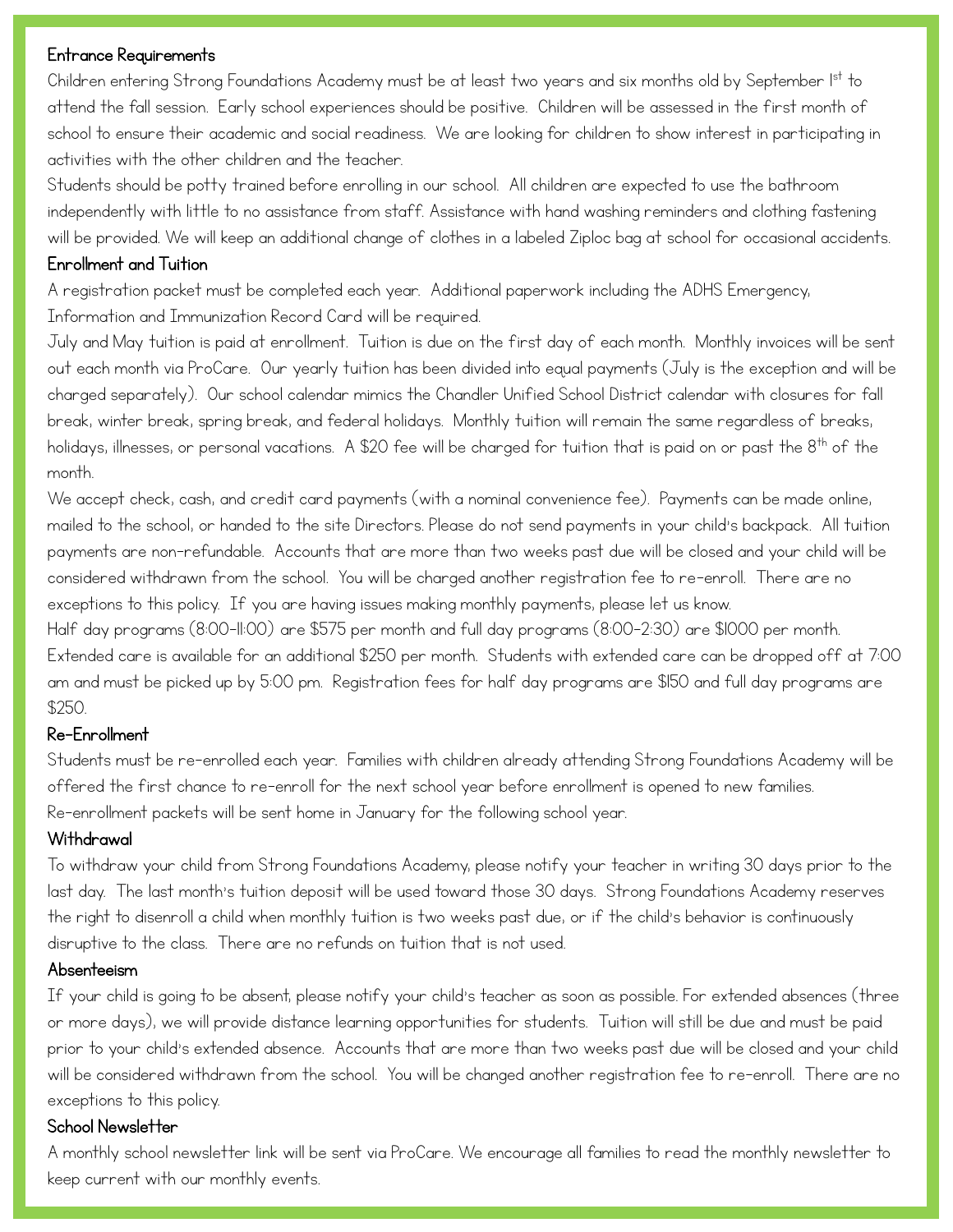## Entrance Requirements

Children entering Strong Foundations Academy must be at least two years and six months old by September 1st to attend the fall session. Early school experiences should be positive. Children will be assessed in the first month of school to ensure their academic and social readiness. We are looking for children to show interest in participating in activities with the other children and the teacher.

Students should be potty trained before enrolling in our school. All children are expected to use the bathroom independently with little to no assistance from staff. Assistance with hand washing reminders and clothing fastening will be provided. We will keep an additional change of clothes in a labeled Ziploc bag at school for occasional accidents.

## Enrollment and Tuition

A registration packet must be completed each year. Additional paperwork including the ADHS Emergency, Information and Immunization Record Card will be required.

July and May tuition is paid at enrollment. Tuition is due on the first day of each month. Monthly invoices will be sent out each month via ProCare. Our yearly tuition has been divided into equal payments (July is the exception and will be charged separately). Our school calendar mimics the Chandler Unified School District calendar with closures for fall break, winter break, spring break, and federal holidays. Monthly tuition will remain the same regardless of breaks, holidays, illnesses, or personal vacations. A $20 fee will be charged for tuition that is paid on or past the 8th of the month.

We accept check, cash, and credit card payments (with a nominal convenience fee). Payments can be made online, mailed to the school, or handed to the site Directors. Please do not send payments in your child's backpack. All tuition payments are non-refundable. Accounts that are more than two weeks past due will be closed and your child will be considered withdrawn from the school. You will be charged another registration fee to re-enroll. There are no exceptions to this policy. If you are having issues making monthly payments, please let us know.

Half day programs (8:00-11:00) are $575 per month and full day programs (8:00-2:30) are $1000 per month. Extended care is available for an additional $250 per month. Students with extended care can be dropped off at 7:00 am and must be picked up by 5:00 pm. Registration fees for half day programs are $150 and full day programs are $250.

## Re-Enrollment

Students must be re-enrolled each year. Families with children already attending Strong Foundations Academy will be offered the first chance to re-enroll for the next school year before enrollment is opened to new families. Re-enrollment packets will be sent home in January for the following school year.

## Withdrawal

To withdraw your child from Strong Foundations Academy, please notify your teacher in writing 30 days prior to the last day. The last month's tuition deposit will be used toward those 30 days. Strong Foundations Academy reserves the right to disenroll a child when monthly tuition is two weeks past due, or if the child's behavior is continuously disruptive to the class. There are no refunds on tuition that is not used.

## Absenteeism

If your child is going to be absent, please notify your child's teacher as soon as possible. For extended absences (three or more days), we will provide distance learning opportunities for students. Tuition will still be due and must be paid prior to your child's extended absence. Accounts that are more than two weeks past due will be closed and your child will be considered withdrawn from the school. You will be changed another registration fee to re-enroll. There are no exceptions to this policy.

## School Newsletter

A monthly school newsletter link will be sent via ProCare. We encourage all families to read the monthly newsletter to keep current with our monthly events.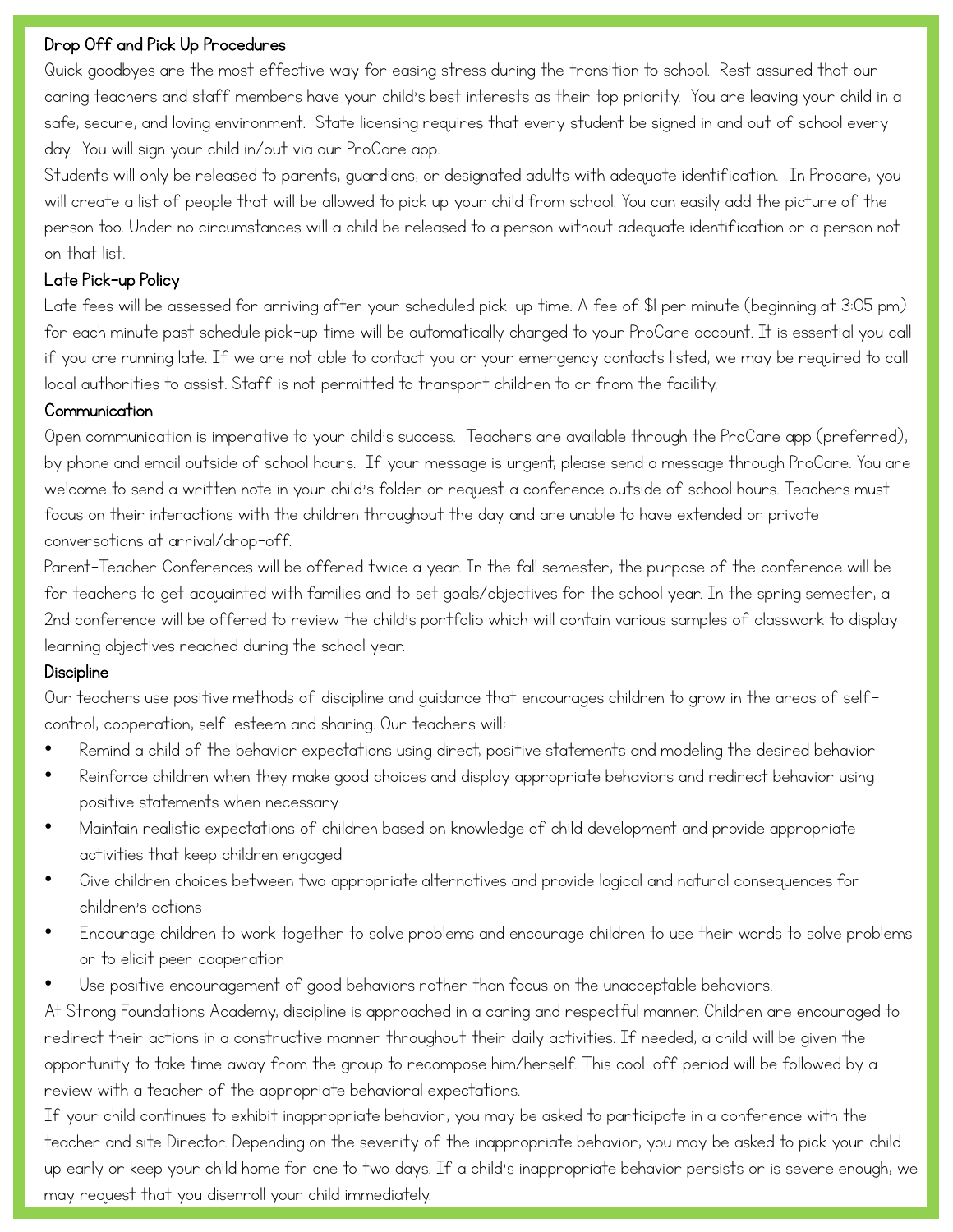## Drop Off and Pick Up Procedures

Quick goodbyes are the most effective way for easing stress during the transition to school. Rest assured that our caring teachers and staff members have your child's best interests as their top priority. You are leaving your child in a safe, secure, and loving environment. State licensing requires that every student be signed in and out of school every day. You will sign your child in/out via our ProCare app.

Students will only be released to parents, guardians, or designated adults with adequate identification. In Procare, you will create a list of people that will be allowed to pick up your child from school. You can easily add the picture of the person too. Under no circumstances will a child be released to a person without adequate identification or a person not on that list.

## Late Pick-up Policy

Late fees will be assessed for arriving after your scheduled pick-up time. A fee of $1 per minute (beginning at 3:05 pm) for each minute past schedule pick-up time will be automatically charged to your ProCare account. It is essential you call if you are running late. If we are not able to contact you or your emergency contacts listed, we may be required to call local authorities to assist. Staff is not permitted to transport children to or from the facility.

## Communication

Open communication is imperative to your child's success. Teachers are available through the ProCare app (preferred), by phone and email outside of school hours. If your message is urgent, please send a message through ProCare. You are welcome to send a written note in your child's folder or request a conference outside of school hours. Teachers must focus on their interactions with the children throughout the day and are unable to have extended or private conversations at arrival/drop-off.

Parent-Teacher Conferences will be offered twice a year. In the fall semester, the purpose of the conference will be for teachers to get acquainted with families and to set goals/objectives for the school year. In the spring semester, a 2nd conference will be offered to review the child's portfolio which will contain various samples of classwork to display learning objectives reached during the school year.

## Discipline

Our teachers use positive methods of discipline and guidance that encourages children to grow in the areas of self-control, cooperation, self-esteem and sharing. Our teachers will:

- Remind a child of the behavior expectations using direct, positive statements and modeling the desired behavior
- Reinforce children when they make good choices and display appropriate behaviors and redirect behavior using positive statements when necessary
- Maintain realistic expectations of children based on knowledge of child development and provide appropriate activities that keep children engaged
- Give children choices between two appropriate alternatives and provide logical and natural consequences for children's actions
- Encourage children to work together to solve problems and encourage children to use their words to solve problems or to elicit peer cooperation
- Use positive encouragement of good behaviors rather than focus on the unacceptable behaviors.

At Strong Foundations Academy, discipline is approached in a caring and respectful manner. Children are encouraged to redirect their actions in a constructive manner throughout their daily activities. If needed, a child will be given the opportunity to take time away from the group to recompose him/herself. This cool-off period will be followed by a review with a teacher of the appropriate behavioral expectations.

If your child continues to exhibit inappropriate behavior, you may be asked to participate in a conference with the teacher and site Director. Depending on the severity of the inappropriate behavior, you may be asked to pick your child up early or keep your child home for one to two days. If a child's inappropriate behavior persists or is severe enough, we may request that you disenroll your child immediately.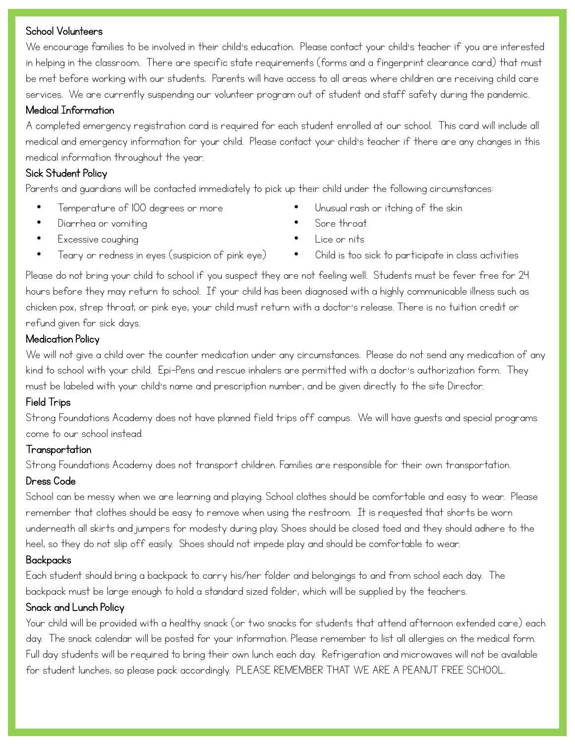### School Volunteers

We encourage families to be involved in their child's education. Please contact your child's teacher if you are interested in helping in the classroom. There are specific state requirements (forms and a fingerprint clearance card) that must be met before working with our students. Parents will have access to all areas where children are receiving child care services. We are currently suspending our volunteer program out of student and staff safety during the pandemic.

### Medical Information

A completed emergency registration card is required for each student enrolled at our school. This card will include all medical and emergency information for your child. Please contact your child's teacher if there are any changes in this medical information throughout the year.

### Sick Student Policy

Parents and guardians will be contacted immediately to pick up their child under the following circumstances:

- Temperature of 100 degrees or more
- Diarrhea or vomiting
- Excessive coughing
- Teary or redness in eyes (suspicion of pink eye)
- Unusual rash or itching of the skin
- Sore throat
- Lice or nits
- Child is too sick to participate in class activities

Please do not bring your child to school if you suspect they are not feeling well. Students must be fever free for 24 hours before they may return to school. If your child has been diagnosed with a highly communicable illness such as chicken pox, strep throat, or pink eye, your child must return with a doctor's release. There is no tuition credit or refund given for sick days.

### Medication Policy

We will not give a child over the counter medication under any circumstances. Please do not send any medication of any kind to school with your child. Epi-Pens and rescue inhalers are permitted with a doctor's authorization form. They must be labeled with your child's name and prescription number, and be given directly to the site Director.

### Field Trips

Strong Foundations Academy does not have planned field trips off campus. We will have guests and special programs come to our school instead.

### Transportation

Strong Foundations Academy does not transport children. Families are responsible for their own transportation.

### Dress Code

School can be messy when we are learning and playing. School clothes should be comfortable and easy to wear. Please remember that clothes should be easy to remove when using the restroom. It is requested that shorts be worn underneath all skirts and jumpers for modesty during play. Shoes should be closed toed and they should adhere to the heel, so they do not slip off easily. Shoes should not impede play and should be comfortable to wear.

### Backpacks

Each student should bring a backpack to carry his/her folder and belongings to and from school each day. The backpack must be large enough to hold a standard sized folder, which will be supplied by the teachers.

### Snack and Lunch Policy

Your child will be provided with a healthy snack (or two snacks for students that attend afternoon extended care) each day. The snack calendar will be posted for your information. Please remember to list all allergies on the medical form. Full day students will be required to bring their own lunch each day. Refrigeration and microwaves will not be available for student lunches, so please pack accordingly. PLEASE REMEMBER THAT WE ARE A PEANUT FREE SCHOOL.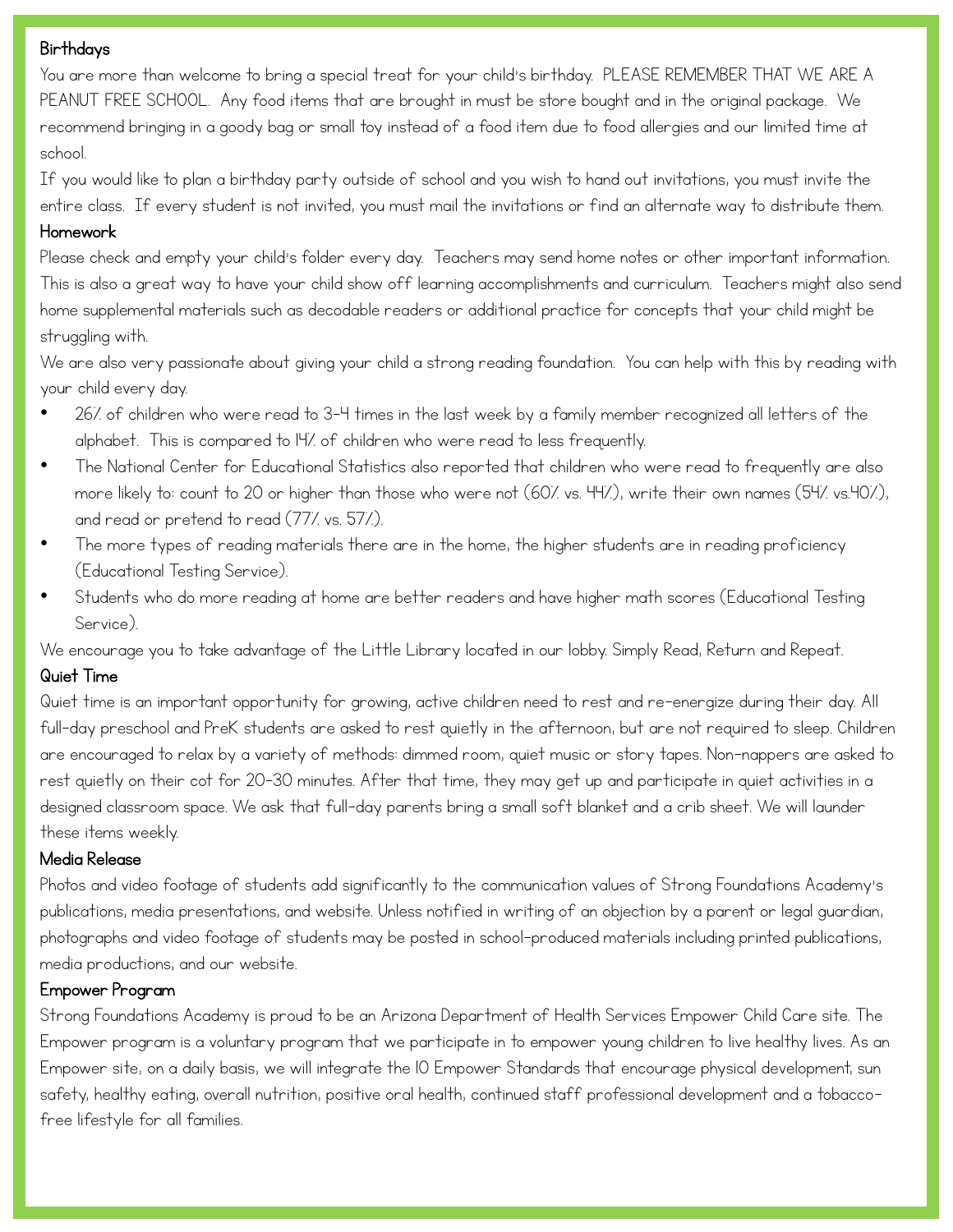**Birthdays**

You are more than welcome to bring a special treat for your child's birthday. PLEASE REMEMBER THAT WE ARE A PEANUT FREE SCHOOL. Any food items that are brought in must be store bought and in the original package. We recommend bringing in a goody bag or small toy instead of a food item due to food allergies and our limited time at school.

If you would like to plan a birthday party outside of school and you wish to hand out invitations, you must invite the entire class. If every student is not invited, you must mail the invitations or find an alternate way to distribute them.

**Homework**

Please check and empty your child's folder every day. Teachers may send home notes or other important information. This is also a great way to have your child show off learning accomplishments and curriculum. Teachers might also send home supplemental materials such as decodable readers or additional practice for concepts that your child might be struggling with.

We are also very passionate about giving your child a strong reading foundation. You can help with this by reading with your child every day.

- 26% of children who were read to 3-4 times in the last week by a family member recognized all letters of the alphabet. This is compared to 14% of children who were read to less frequently.
- The National Center for Educational Statistics also reported that children who were read to frequently are also more likely to: count to 20 or higher than those who were not (60% vs. 44%), write their own names (54% vs.40%), and read or pretend to read (77% vs. 57%).
- The more types of reading materials there are in the home, the higher students are in reading proficiency (Educational Testing Service).
- Students who do more reading at home are better readers and have higher math scores (Educational Testing Service).

We encourage you to take advantage of the Little Library located in our lobby. Simply Read, Return and Repeat.

**Quiet Time**

Quiet time is an important opportunity for growing, active children need to rest and re-energize during their day. All full-day preschool and PreK students are asked to rest quietly in the afternoon, but are not required to sleep. Children are encouraged to relax by a variety of methods: dimmed room, quiet music or story tapes. Non-nappers are asked to rest quietly on their cot for 20-30 minutes. After that time, they may get up and participate in quiet activities in a designed classroom space. We ask that full-day parents bring a small soft blanket and a crib sheet. We will launder these items weekly.

**Media Release**

Photos and video footage of students add significantly to the communication values of Strong Foundations Academy's publications, media presentations, and website. Unless notified in writing of an objection by a parent or legal guardian, photographs and video footage of students may be posted in school-produced materials including printed publications, media productions, and our website.

**Empower Program**

Strong Foundations Academy is proud to be an Arizona Department of Health Services Empower Child Care site. The Empower program is a voluntary program that we participate in to empower young children to live healthy lives. As an Empower site, on a daily basis, we will integrate the 10 Empower Standards that encourage physical development, sun safety, healthy eating, overall nutrition, positive oral health, continued staff professional development and a tobacco-free lifestyle for all families.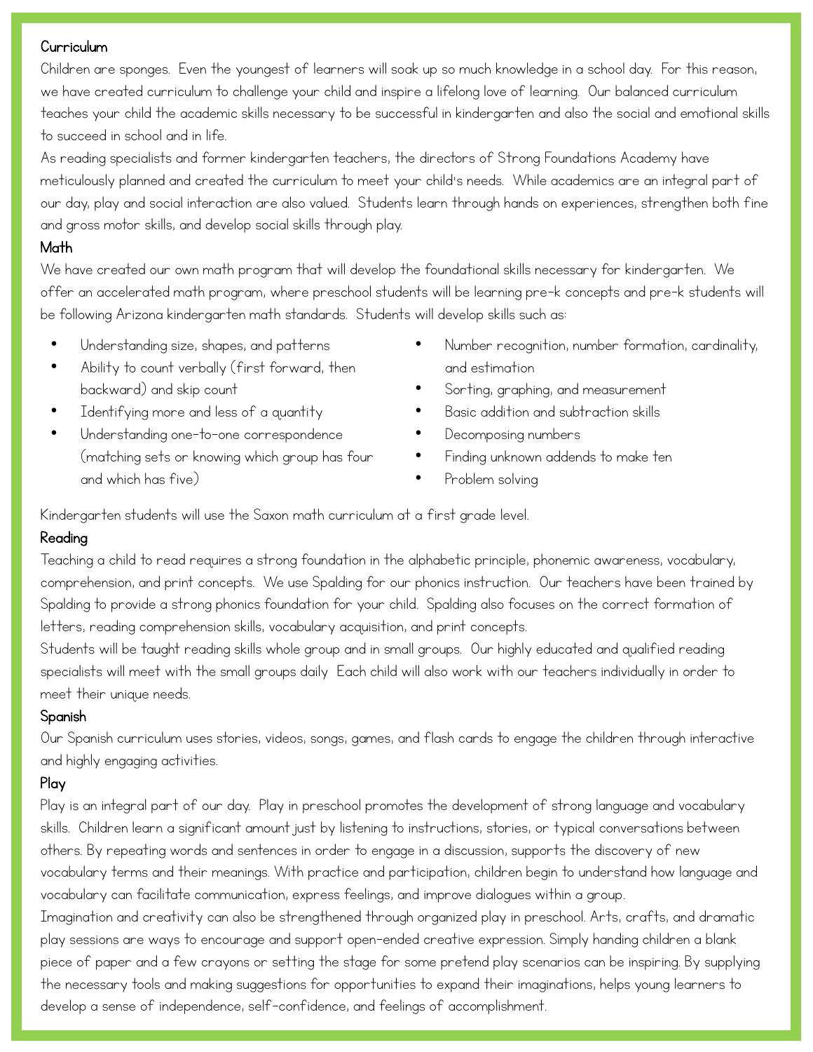## Curriculum

Children are sponges. Even the youngest of learners will soak up so much knowledge in a school day. For this reason, we have created curriculum to challenge your child and inspire a lifelong love of learning. Our balanced curriculum teaches your child the academic skills necessary to be successful in kindergarten and also the social and emotional skills to succeed in school and in life.

As reading specialists and former kindergarten teachers, the directors of Strong Foundations Academy have meticulously planned and created the curriculum to meet your child's needs. While academics are an integral part of our day, play and social interaction are also valued. Students learn through hands on experiences, strengthen both fine and gross motor skills, and develop social skills through play.

## Math

We have created our own math program that will develop the foundational skills necessary for kindergarten. We offer an accelerated math program, where preschool students will be learning pre-k concepts and pre-k students will be following Arizona kindergarten math standards. Students will develop skills such as:

- Understanding size, shapes, and patterns
- Ability to count verbally (first forward, then backward) and skip count
- Identifying more and less of a quantity
- Understanding one-to-one correspondence (matching sets or knowing which group has four and which has five)
- Number recognition, number formation, cardinality, and estimation
- Sorting, graphing, and measurement
- Basic addition and subtraction skills
- Decomposing numbers
- Finding unknown addends to make ten
- Problem solving

Kindergarten students will use the Saxon math curriculum at a first grade level.

## Reading

Teaching a child to read requires a strong foundation in the alphabetic principle, phonemic awareness, vocabulary, comprehension, and print concepts. We use Spalding for our phonics instruction. Our teachers have been trained by Spalding to provide a strong phonics foundation for your child. Spalding also focuses on the correct formation of letters, reading comprehension skills, vocabulary acquisition, and print concepts.

Students will be taught reading skills whole group and in small groups. Our highly educated and qualified reading specialists will meet with the small groups daily Each child will also work with our teachers individually in order to meet their unique needs.

## Spanish

Our Spanish curriculum uses stories, videos, songs, games, and flash cards to engage the children through interactive and highly engaging activities.

## Play

Play is an integral part of our day. Play in preschool promotes the development of strong language and vocabulary skills. Children learn a significant amount just by listening to instructions, stories, or typical conversations between others. By repeating words and sentences in order to engage in a discussion, supports the discovery of new vocabulary terms and their meanings. With practice and participation, children begin to understand how language and vocabulary can facilitate communication, express feelings, and improve dialogues within a group.

Imagination and creativity can also be strengthened through organized play in preschool. Arts, crafts, and dramatic play sessions are ways to encourage and support open-ended creative expression. Simply handing children a blank piece of paper and a few crayons or setting the stage for some pretend play scenarios can be inspiring. By supplying the necessary tools and making suggestions for opportunities to expand their imaginations, helps young learners to develop a sense of independence, self-confidence, and feelings of accomplishment.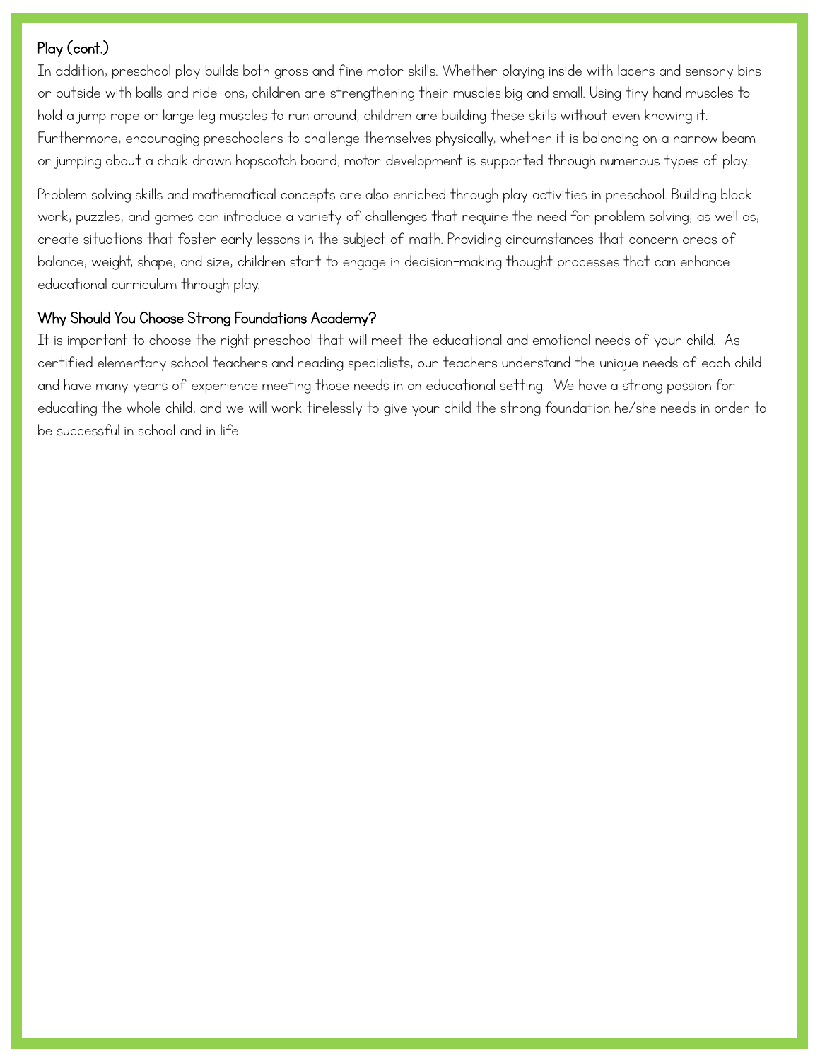## Play (cont.)

In addition, preschool play builds both gross and fine motor skills. Whether playing inside with lacers and sensory bins or outside with balls and ride-ons, children are strengthening their muscles big and small. Using tiny hand muscles to hold a jump rope or large leg muscles to run around, children are building these skills without even knowing it. Furthermore, encouraging preschoolers to challenge themselves physically, whether it is balancing on a narrow beam or jumping about a chalk drawn hopscotch board, motor development is supported through numerous types of play.

Problem solving skills and mathematical concepts are also enriched through play activities in preschool. Building block work, puzzles, and games can introduce a variety of challenges that require the need for problem solving, as well as, create situations that foster early lessons in the subject of math. Providing circumstances that concern areas of balance, weight, shape, and size, children start to engage in decision-making thought processes that can enhance educational curriculum through play.

## Why Should You Choose Strong Foundations Academy?

It is important to choose the right preschool that will meet the educational and emotional needs of your child. As certified elementary school teachers and reading specialists, our teachers understand the unique needs of each child and have many years of experience meeting those needs in an educational setting. We have a strong passion for educating the whole child, and we will work tirelessly to give your child the strong foundation he/she needs in order to be successful in school and in life.